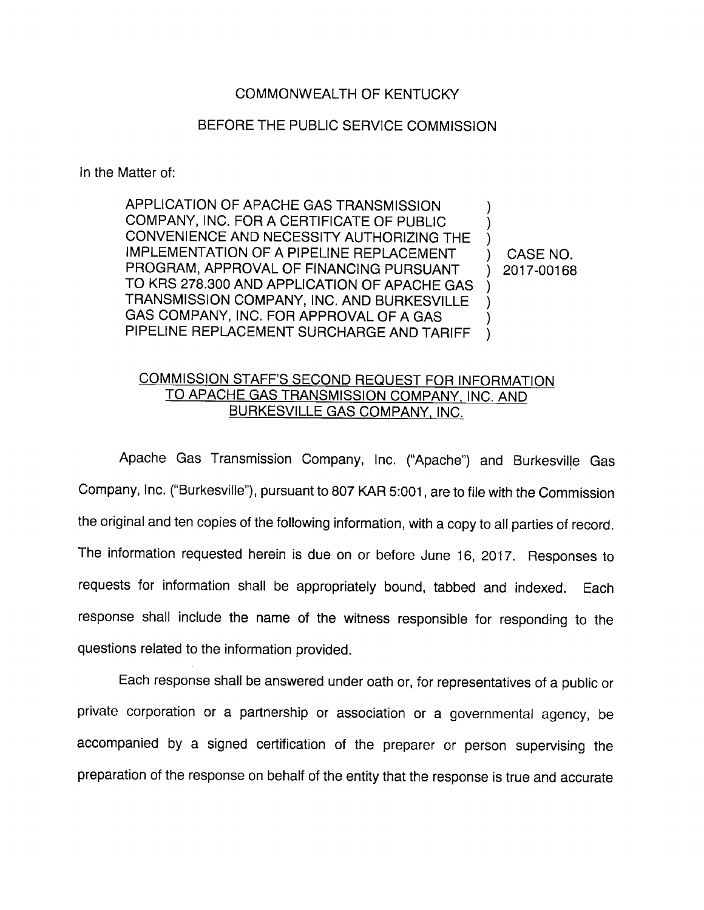COMMONWEALTH OF KENTUCKY

BEFORE THE PUBLIC SERVICE COMMISSION

In the Matter of:

| | | |
|---|---|---|
| APPLICATION OF APACHE GAS TRANSMISSION COMPANY, INC. FOR A CERTIFICATE OF PUBLIC CONVENIENCE AND NECESSITY AUTHORIZING THE IMPLEMENTATION OF A PIPELINE REPLACEMENT PROGRAM, APPROVAL OF FINANCING PURSUANT TO KRS 278.300 AND APPLICATION OF APACHE GAS TRANSMISSION COMPANY, INC. AND BURKESVILLE GAS COMPANY, INC. FOR APPROVAL OF A GAS PIPELINE REPLACEMENT SURCHARGE AND TARIFF | ) | CASE NO. 2017-00168 |

## COMMISSION STAFF'S SECOND REQUEST FOR INFORMATION TO APACHE GAS TRANSMISSION COMPANY, INC. AND BURKESVILLE GAS COMPANY, INC.

Apache Gas Transmission Company, Inc. ("Apache") and Burkesville Gas Company, Inc. ("Burkesville"), pursuant to 807 KAR 5:001, are to file with the Commission the original and ten copies of the following information, with a copy to all parties of record. The information requested herein is due on or before June 16, 2017. Responses to requests for information shall be appropriately bound, tabbed and indexed. Each response shall include the name of the witness responsible for responding to the questions related to the information provided.

Each response shall be answered under oath or, for representatives of a public or private corporation or a partnership or association or a governmental agency, be accompanied by a signed certification of the preparer or person supervising the preparation of the response on behalf of the entity that the response is true and accurate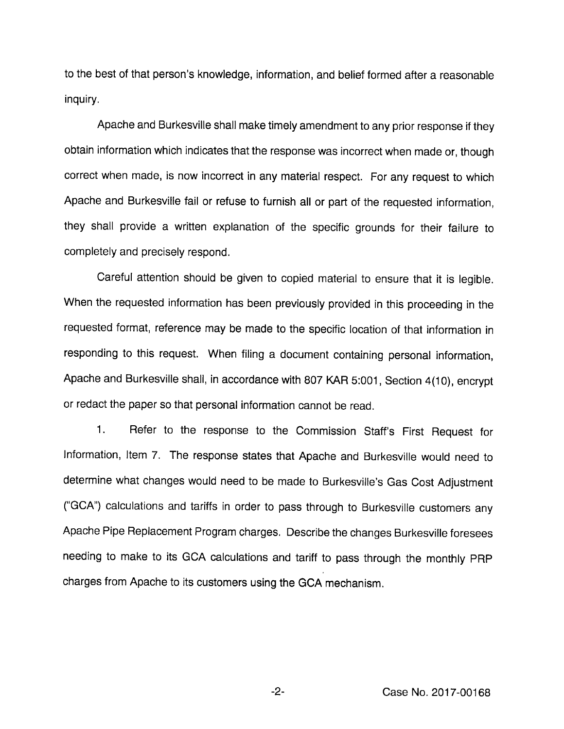to the best of that person's knowledge, information, and belief formed after a reasonable inquiry.

Apache and Burkesville shall make timely amendment to any prior response if they obtain information which indicates that the response was incorrect when made or, though correct when made, is now incorrect in any material respect. For any request to which Apache and Burkesville fail or refuse to furnish all or part of the requested information, they shall provide a written explanation of the specific grounds for their failure to completely and precisely respond.

Careful attention should be given to copied material to ensure that it is legible. When the requested information has been previously provided in this proceeding in the requested format, reference may be made to the specific location of that information in responding to this request. When filing a document containing personal information, Apache and Burkesville shall, in accordance with 807 KAR 5:001, Section 4(10), encrypt or redact the paper so that personal information cannot be read.

1. Refer to the response to the Commission Staff's First Request for Information, Item 7. The response states that Apache and Burkesville would need to determine what changes would need to be made to Burkesville's Gas Cost Adjustment ("GCA") calculations and tariffs in order to pass through to Burkesville customers any Apache Pipe Replacement Program charges. Describe the changes Burkesville foresees needing to make to its GCA calculations and tariff to pass through the monthly PRP charges from Apache to its customers using the GCA mechanism.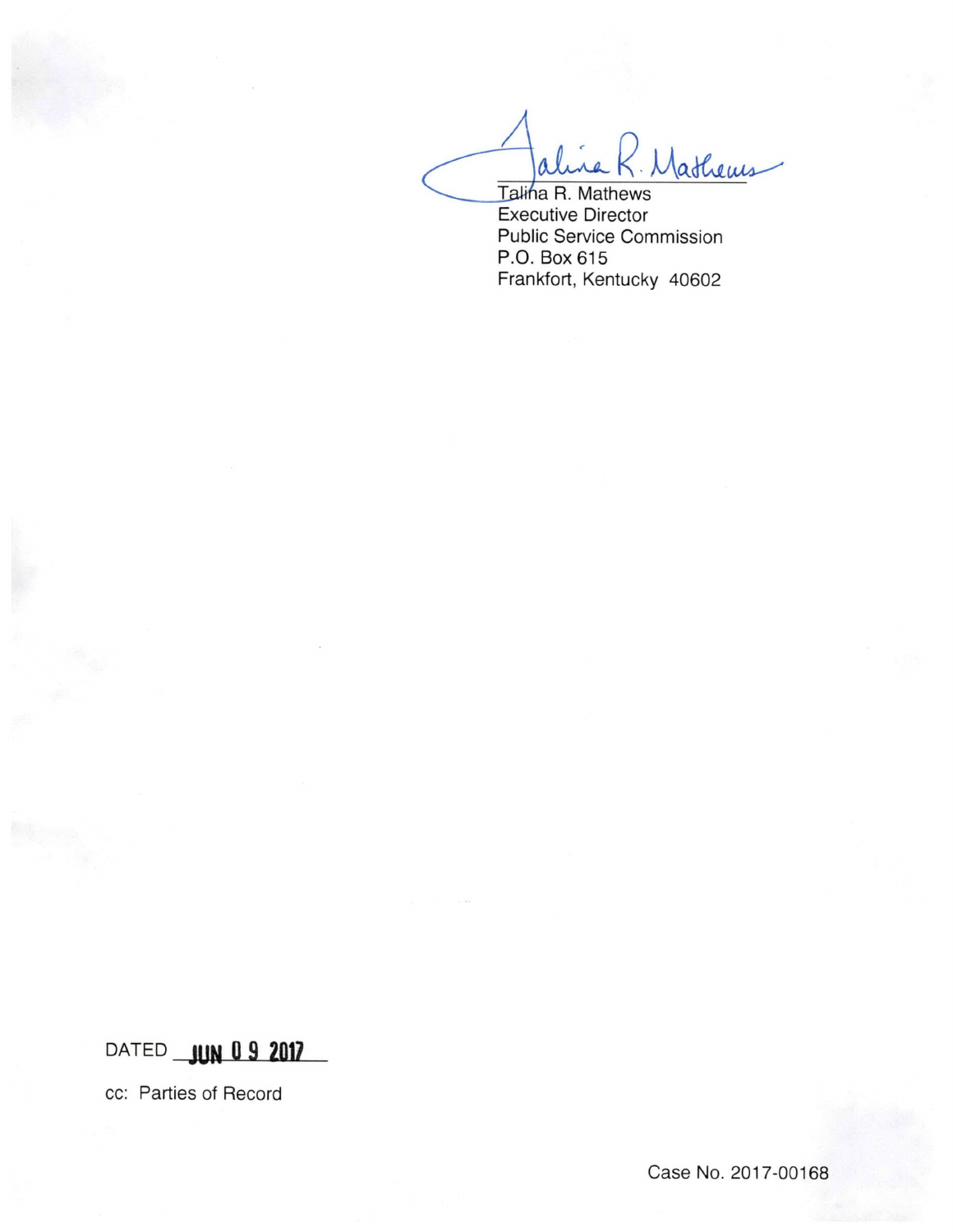Talina R. Mathews
Executive Director
Public Service Commission
P.O. Box 615
Frankfort, Kentucky 40602

DATED JUN 09 2017

cc: Parties of Record

Case No. 2017-00168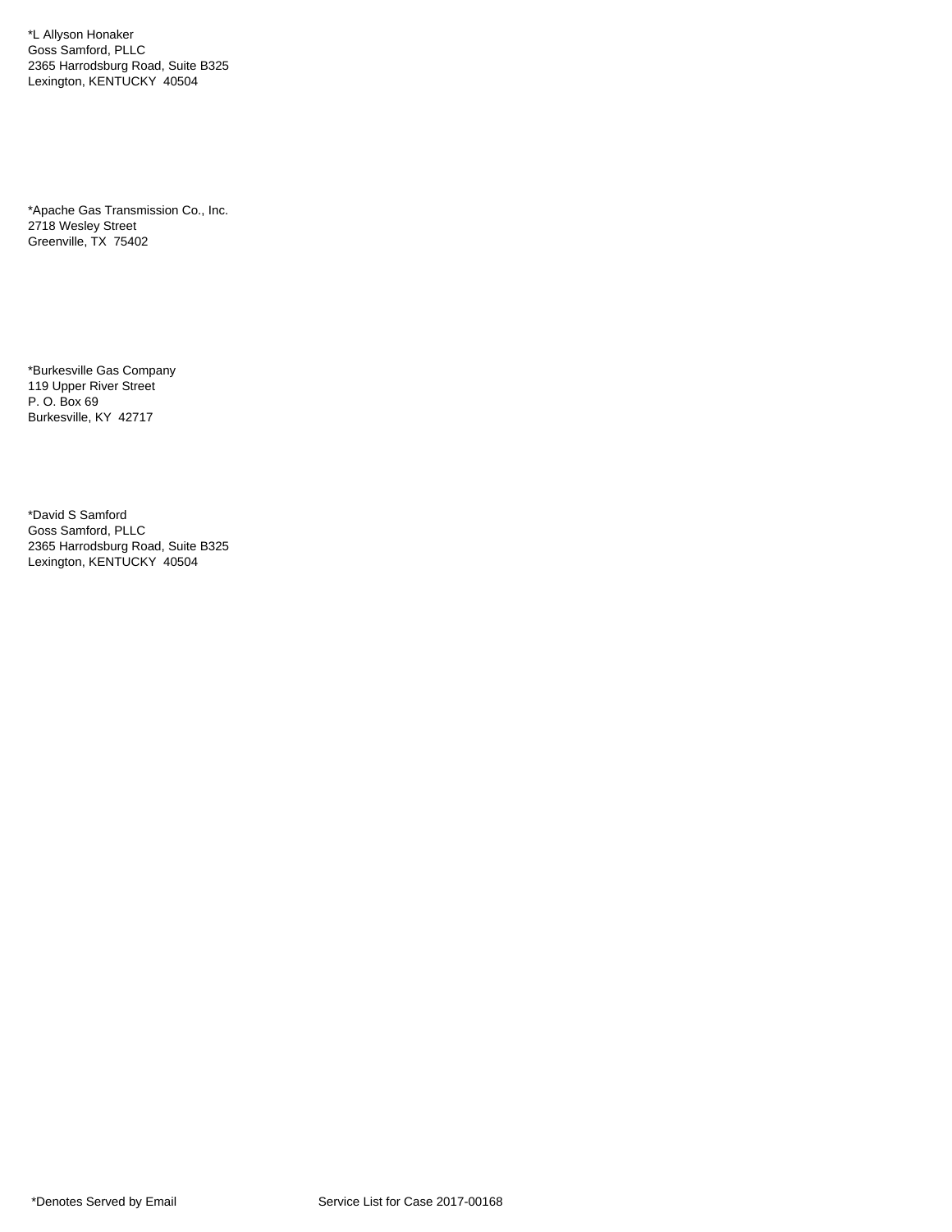*L Allyson Honaker
Goss Samford, PLLC
2365 Harrodsburg Road, Suite B325
Lexington, KENTUCKY 40504

*Apache Gas Transmission Co., Inc.
2718 Wesley Street
Greenville, TX 75402

*Burkesville Gas Company
119 Upper River Street
P. O. Box 69
Burkesville, KY 42717

*David S Samford
Goss Samford, PLLC
2365 Harrodsburg Road, Suite B325
Lexington, KENTUCKY 40504

*Denotes Served by Email

Service List for Case 2017-00168